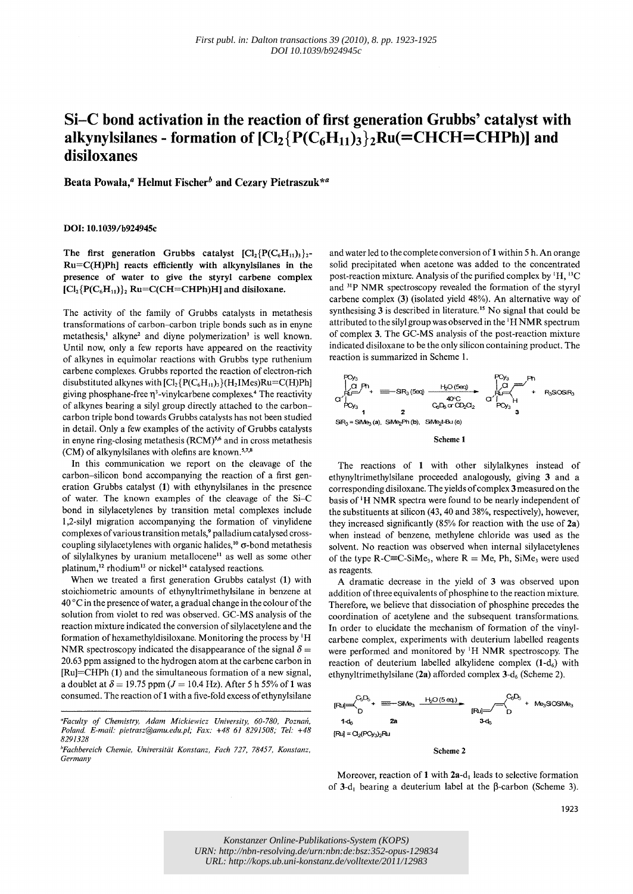First publ. in: Dalton transactions 39 (2010), 8. pp. 1923-1925
DOI 10.1039/b924945c

# Si–C bond activation in the reaction of first generation Grubbs' catalyst with alkynylsilanes - formation of $[Cl_2\{P(C_6H_{11})_3\}_2Ru(=CHCH=CHPh)]$ and disiloxanes

**Beata Powała,[a] Helmut Fischer[b] and Cezary Pietraszuk*[a]**

**DOI: 10.1039/b924945c**

**The first generation Grubbs catalyst $[Cl_2\{P(C_6H_{11})_3\}_2$-Ru=C(H)Ph] reacts efficiently with alkynylsilanes in the presence of water to give the styryl carbene complex $[Cl_2\{P(C_6H_{11})\}_2$ Ru=C(CH=CHPh)H] and disiloxane.**

The activity of the family of Grubbs catalysts in metathesis transformations of carbon–carbon triple bonds such as in enyne metathesis,[1] alkyne[2] and diyne polymerization[3] is well known. Until now, only a few reports have appeared on the reactivity of alkynes in equimolar reactions with Grubbs type ruthenium carbene complexes. Grubbs reported the reaction of electron-rich disubstituted alkynes with $[Cl_2\{P(C_6H_{11})_3\}(H_2IMes)Ru=C(H)Ph]$ giving phosphane-free $\eta^3$-vinylcarbene complexes.[4] The reactivity of alkynes bearing a silyl group directly attached to the carbon–carbon triple bond towards Grubbs catalysts has not been studied in detail. Only a few examples of the activity of Grubbs catalysts in enyne ring-closing metathesis (RCM)[5,6] and in cross metathesis (CM) of alkynylsilanes with olefins are known.[5,7,8]

In this communication we report on the cleavage of the carbon–silicon bond accompanying the reaction of a first generation Grubbs catalyst (1) with ethynylsilanes in the presence of water. The known examples of the cleavage of the Si–C bond in silylacetylenes by transition metal complexes include 1,2-silyl migration accompanying the formation of vinylidene complexes of various transition metals,[9] palladium catalysed cross-coupling silylacetylenes with organic halides,[10] σ-bond metathesis of silylalkynes by uranium metallocene[11] as well as some other platinum,[12] rhodium[13] or nickel[14] catalysed reactions.

When we treated a first generation Grubbs catalyst (1) with stoichiometric amounts of ethynyltrimethylsilane in benzene at 40 °C in the presence of water, a gradual change in the colour of the solution from violet to red was observed. GC-MS analysis of the reaction mixture indicated the conversion of silylacetylene and the formation of hexamethyldisiloxane. Monitoring the process by $^1$H NMR spectroscopy indicated the disappearance of the signal $\delta$ = 20.63 ppm assigned to the hydrogen atom at the carbene carbon in [Ru]=CHPh (1) and the simultaneous formation of a new signal, a doublet at $\delta$ = 19.75 ppm ($J$ = 10.4 Hz). After 5 h 55% of 1 was consumed. The reaction of 1 with a five-fold excess of ethynylsilane and water led to the complete conversion of 1 within 5 h. An orange solid precipitated when acetone was added to the concentrated post-reaction mixture. Analysis of the purified complex by $^1$H, $^{13}$C and $^{31}$P NMR spectroscopy revealed the formation of the styryl carbene complex (3) (isolated yield 48%). An alternative way of synthesising 3 is described in literature.[15] No signal that could be attributed to the silyl group was observed in the $^1$H NMR spectrum of complex 3. The GC-MS analysis of the post-reaction mixture indicated disiloxane to be the only silicon containing product. The reaction is summarized in Scheme 1.

$SiR_3$ = $SiMe_3$ (a), $SiMe_2Ph$ (b), $SiMe_2t$-Bu (c)

Scheme 1

The reactions of 1 with other silylalkynes instead of ethynyltrimethylsilane proceeded analogously, giving 3 and a corresponding disiloxane. The yields of complex 3 measured on the basis of $^1$H NMR spectra were found to be nearly independent of the substituents at silicon (43, 40 and 38%, respectively), however, they increased significantly (85% for reaction with the use of 2a) when instead of benzene, methylene chloride was used as the solvent. No reaction was observed when internal silylacetylenes of the type R-C≡C-$SiMe_3$, where R = Me, Ph, $SiMe_3$ were used as reagents.

A dramatic decrease in the yield of 3 was observed upon addition of three equivalents of phosphine to the reaction mixture. Therefore, we believe that dissociation of phosphine precedes the coordination of acetylene and the subsequent transformations. In order to elucidate the mechanism of formation of the vinylcarbene complex, experiments with deuterium labelled reagents were performed and monitored by $^1$H NMR spectroscopy. The reaction of deuterium labelled alkylidene complex (1-$d_6$) with ethynyltrimethylsilane (2a) afforded complex 3-$d_6$ (Scheme 2).

[Ru] = $Cl_2(PCy_3)_2Ru$

Scheme 2

Moreover, reaction of 1 with 2a-$d_1$ leads to selective formation of 3-$d_1$ bearing a deuterium label at the β-carbon (Scheme 3).

[a]Faculty of Chemistry, Adam Mickiewicz University, 60-780, Poznań, Poland. E-mail: pietrasz@amu.edu.pl; Fax: +48 61 8291508; Tel: +48 8291328

[b]Fachbereich Chemie, Universität Konstanz, Fach 727, 78457, Konstanz, Germany

Konstanzer Online-Publikations-System (KOPS)
URN: http://nbn-resolving.de/urn:nbn:de:bsz:352-opus-129834
URL: http://kops.ub.uni-konstanz.de/volltexte/2011/12983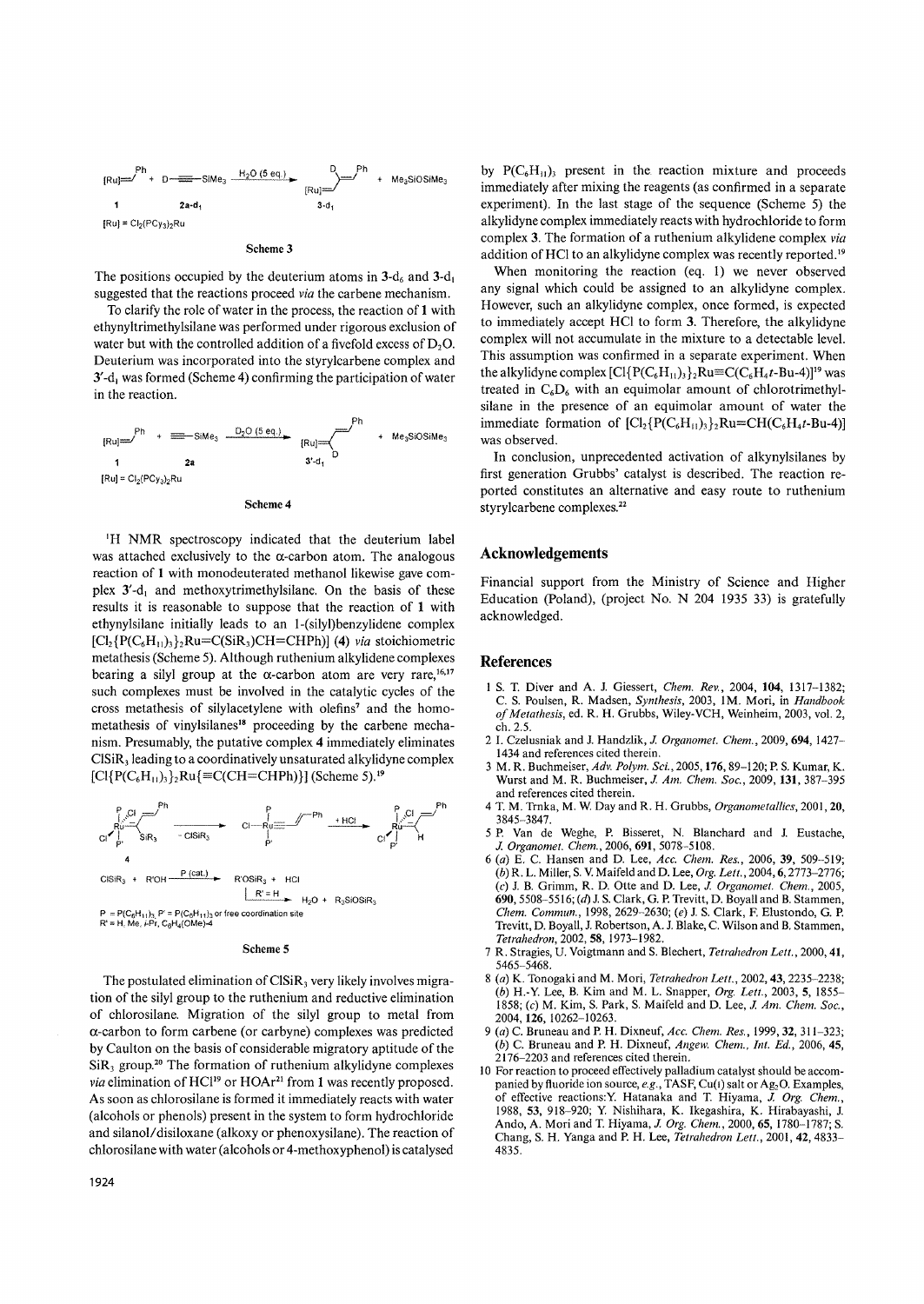Scheme 3

The positions occupied by the deuterium atoms in **3**-d$_6$ and **3**-d$_1$ suggested that the reactions proceed *via* the carbene mechanism.

To clarify the role of water in the process, the reaction of **1** with ethynyltrimethylsilane was performed under rigorous exclusion of water but with the controlled addition of a fivefold excess of $D_2O$. Deuterium was incorporated into the styrylcarbene complex and **3'**-d$_1$ was formed (Scheme 4) confirming the participation of water in the reaction.

Scheme 4

$^1$H NMR spectroscopy indicated that the deuterium label was attached exclusively to the α-carbon atom. The analogous reaction of **1** with monodeuterated methanol likewise gave complex **3'**-d$_1$ and methoxytrimethylsilane. On the basis of these results it is reasonable to suppose that the reaction of **1** with ethynylsilane initially leads to an 1-(silyl)benzylidene complex $[Cl_2\{P(C_6H_{11})_3\}_2Ru{=}C(SiR_3)CH{=}CHPh)]$ (**4**) *via* stoichiometric metathesis (Scheme 5). Although ruthenium alkylidene complexes bearing a silyl group at the α-carbon atom are very rare,[16,17] such complexes must be involved in the catalytic cycles of the cross metathesis of silylacetylene with olefins[7] and the homometathesis of vinylsilanes[18] proceeding by the carbene mechanism. Presumably, the putative complex **4** immediately eliminates $ClSiR_3$ leading to a coordinatively unsaturated alkylidyne complex $[Cl\{P(C_6H_{11})_3\}_2Ru\{{\equiv}C(CH{=}CHPh)\}]$ (Scheme 5).[19]

Scheme 5

The postulated elimination of $ClSiR_3$ very likely involves migration of the silyl group to the ruthenium and reductive elimination of chlorosilane. Migration of the silyl group to metal from α-carbon to form carbene (or carbyne) complexes was predicted by Caulton on the basis of considerable migratory aptitude of the $SiR_3$ group.[20] The formation of ruthenium alkylidyne complexes *via* elimination of HCl[19] or HOAr[21] from **1** was recently proposed. As soon as chlorosilane is formed it immediately reacts with water (alcohols or phenols) present in the system to form hydrochloride and silanol/disiloxane (alkoxy or phenoxysilane). The reaction of chlorosilane with water (alcohols or 4-methoxyphenol) is catalysed by $P(C_6H_{11})_3$ present in the reaction mixture and proceeds immediately after mixing the reagents (as confirmed in a separate experiment). In the last stage of the sequence (Scheme 5) the alkylidyne complex immediately reacts with hydrochloride to form complex **3**. The formation of a ruthenium alkylidene complex *via* addition of HCl to an alkylidyne complex was recently reported.[19]

When monitoring the reaction (eq. 1) we never observed any signal which could be assigned to an alkylidyne complex. However, such an alkylidyne complex, once formed, is expected to immediately accept HCl to form **3**. Therefore, the alkylidyne complex will not accumulate in the mixture to a detectable level. This assumption was confirmed in a separate experiment. When the alkylidyne complex $[Cl\{P(C_6H_{11})_3\}_2Ru{\equiv}C(C_6H_4t\text{-Bu-}4)]$[19] was treated in $C_6D_6$ with an equimolar amount of chlorotrimethylsilane in the presence of an equimolar amount of water the immediate formation of $[Cl_2\{P(C_6H_{11})_3\}_2Ru{=}CH(C_6H_4t\text{-Bu-}4)]$ was observed.

In conclusion, unprecedented activation of alkynylsilanes by first generation Grubbs' catalyst is described. The reaction reported constitutes an alternative and easy route to ruthenium styrylcarbene complexes.[22]

## Acknowledgements

Financial support from the Ministry of Science and Higher Education (Poland), (project No. N 204 1935 33) is gratefully acknowledged.

## References

1 S. T. Diver and A. J. Giessert, *Chem. Rev.*, 2004, **104**, 1317–1382; C. S. Poulsen, R. Madsen, *Synthesis*, 2003, 1M. Mori, in *Handbook of Metathesis*, ed. R. H. Grubbs, Wiley-VCH, Weinheim, 2003, vol. 2, ch. 2.5.

2 I. Czelusniak and J. Handzlik, *J. Organomet. Chem.*, 2009, **694**, 1427–1434 and references cited therein.

3 M. R. Buchmeiser, *Adv. Polym. Sci.*, 2005, **176**, 89–120; P. S. Kumar, K. Wurst and M. R. Buchmeiser, *J. Am. Chem. Soc.*, 2009, **131**, 387–395 and references cited therein.

4 T. M. Trnka, M. W. Day and R. H. Grubbs, *Organometallics*, 2001, **20**, 3845–3847.

5 P. Van de Weghe, P. Bisseret, N. Blanchard and J. Eustache, *J. Organomet. Chem.*, 2006, **691**, 5078–5108.

6 (*a*) E. C. Hansen and D. Lee, *Acc. Chem. Res.*, 2006, **39**, 509–519; (*b*) R. L. Miller, S. V. Maifeld and D. Lee, *Org. Lett.*, 2004, **6**, 2773–2776; (*c*) J. B. Grimm, R. D. Otte and D. Lee, *J. Organomet. Chem.*, 2005, **690**, 5508–5516; (*d*) J. S. Clark, G. P. Trevitt, D. Boyall and B. Stammen, *Chem. Commun.*, 1998, 2629–2630; (*e*) J. S. Clark, F. Elustondo, G. P. Trevitt, D. Boyall, J. Robertson, A. J. Blake, C. Wilson and B. Stammen, *Tetrahedron*, 2002, **58**, 1973–1982.

7 R. Stragies, U. Voigtmann and S. Blechert, *Tetrahedron Lett.*, 2000, **41**, 5465–5468.

8 (*a*) K. Tonogaki and M. Mori, *Tetrahedron Lett.*, 2002, **43**, 2235–2238; (*b*) H.-Y. Lee, B. Kim and M. L. Snapper, *Org. Lett.*, 2003, **5**, 1855–1858; (*c*) M. Kim, S. Park, S. Maifeld and D. Lee, *J. Am. Chem. Soc.*, 2004, **126**, 10262–10263.

9 (*a*) C. Bruneau and P. H. Dixneuf, *Acc. Chem. Res.*, 1999, **32**, 311–323; (*b*) C. Bruneau and P. H. Dixneuf, *Angew. Chem., Int. Ed.*, 2006, **45**, 2176–2203 and references cited therein.

10 For reaction to proceed effectively palladium catalyst should be accompanied by fluoride ion source, *e.g.*, TASF, Cu(I) salt or $Ag_2O$. Examples, of effective reactions:Y. Hatanaka and T. Hiyama, *J. Org. Chem.*, 1988, **53**, 918–920; Y. Nishihara, K. Ikegashira, K. Hirabayashi, J. Ando, A. Mori and T. Hiyama, *J. Org. Chem.*, 2000, **65**, 1780–1787; S. Chang, S. H. Yanga and P. H. Lee, *Tetrahedron Lett.*, 2001, **42**, 4833–4835.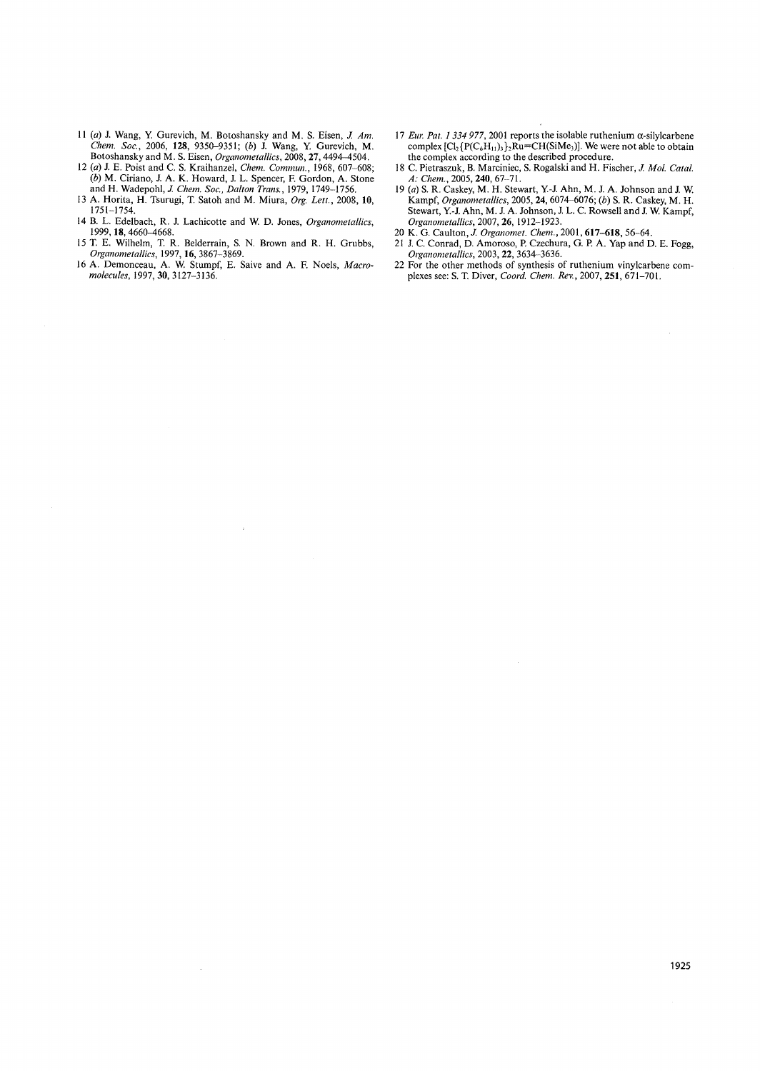11 (*a*) J. Wang, Y. Gurevich, M. Botoshansky and M. S. Eisen, *J. Am. Chem. Soc.*, 2006, **128**, 9350–9351; (*b*) J. Wang, Y. Gurevich, M. Botoshansky and M. S. Eisen, *Organometallics*, 2008, **27**, 4494–4504.

12 (*a*) J. E. Poist and C. S. Kraihanzel, *Chem. Commun.*, 1968, 607–608; (*b*) M. Ciriano, J. A. K. Howard, J. L. Spencer, F. Gordon, A. Stone and H. Wadepohl, *J. Chem. Soc., Dalton Trans.*, 1979, 1749–1756.

13 A. Horita, H. Tsurugi, T. Satoh and M. Miura, *Org. Lett.*, 2008, **10**, 1751–1754.

14 B. L. Edelbach, R. J. Lachicotte and W. D. Jones, *Organometallics*, 1999, **18**, 4660–4668.

15 T. E. Wilhelm, T. R. Belderrain, S. N. Brown and R. H. Grubbs, *Organometallics*, 1997, **16**, 3867–3869.

16 A. Demonceau, A. W. Stumpf, E. Saive and A. F. Noels, *Macromolecules*, 1997, **30**, 3127–3136.

17 *Eur. Pat. 1 334 977*, 2001 reports the isolable ruthenium α-silylcarbene complex $[Cl_2\{P(C_6H_{11})_3\}_2Ru{=}CH(SiMe_3)]$. We were not able to obtain the complex according to the described procedure.

18 C. Pietraszuk, B. Marciniec, S. Rogalski and H. Fischer, *J. Mol. Catal. A: Chem.*, 2005, **240**, 67–71.

19 (*a*) S. R. Caskey, M. H. Stewart, Y.-J. Ahn, M. J. A. Johnson and J. W. Kampf, *Organometallics*, 2005, **24**, 6074–6076; (*b*) S. R. Caskey, M. H. Stewart, Y.-J. Ahn, M. J. A. Johnson, J. L. C. Rowsell and J. W. Kampf, *Organometallics*, 2007, **26**, 1912–1923.

20 K. G. Caulton, *J. Organomet. Chem.*, 2001, **617–618**, 56–64.

21 J. C. Conrad, D. Amoroso, P. Czechura, G. P. A. Yap and D. E. Fogg, *Organometallics*, 2003, **22**, 3634–3636.

22 For the other methods of synthesis of ruthenium vinylcarbene complexes see: S. T. Diver, *Coord. Chem. Rev.*, 2007, **251**, 671–701.